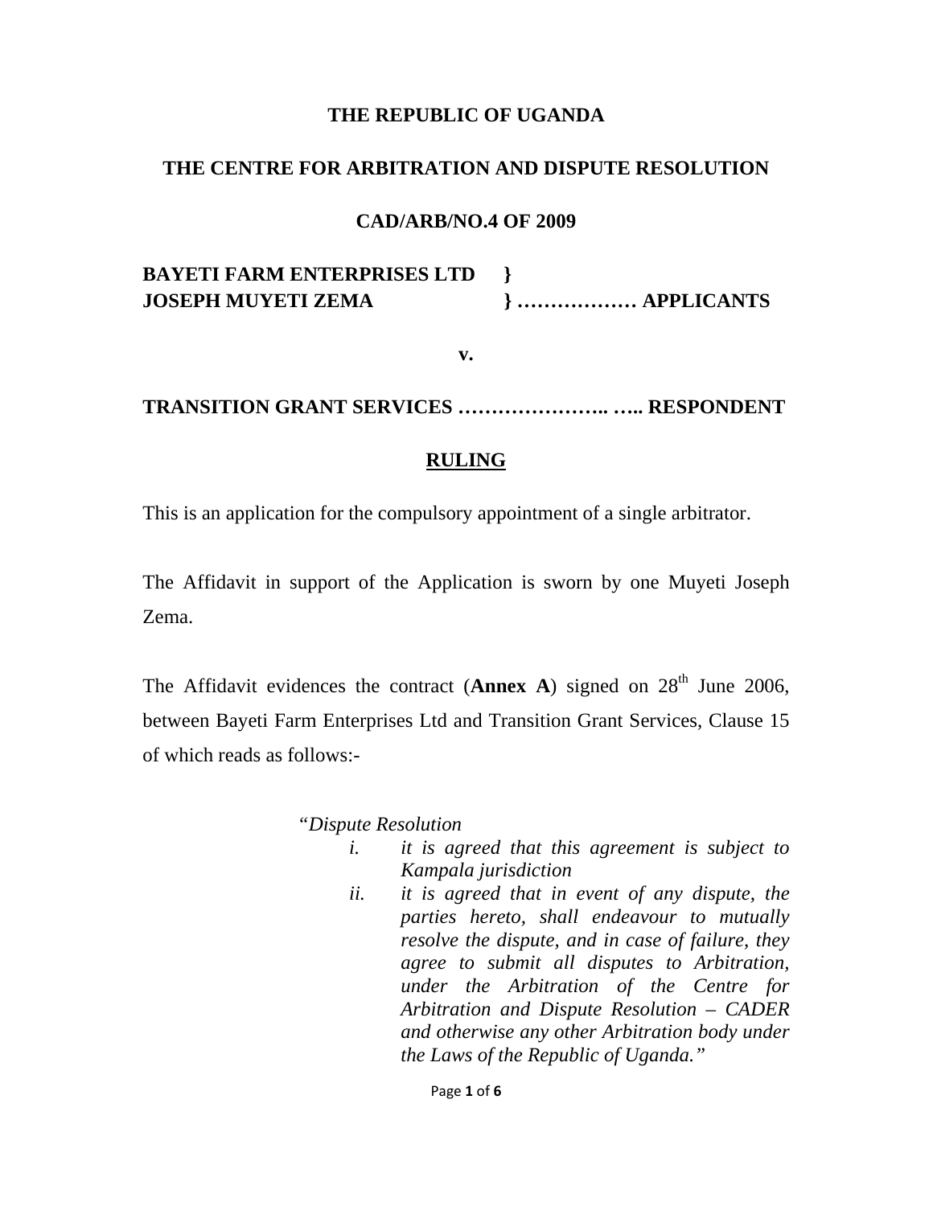**THE REPUBLIC OF UGANDA**

**THE CENTRE FOR ARBITRATION AND DISPUTE RESOLUTION**

**CAD/ARB/NO.4 OF 2009**

**BAYETI FARM ENTERPRISES LTD }**
**JOSEPH MUYETI ZEMA } ……………… APPLICANTS**

**v.**

**TRANSITION GRANT SERVICES ………………….. ….. RESPONDENT**

**RULING**

This is an application for the compulsory appointment of a single arbitrator.

The Affidavit in support of the Application is sworn by one Muyeti Joseph Zema.

The Affidavit evidences the contract (**Annex A**) signed on 28th June 2006, between Bayeti Farm Enterprises Ltd and Transition Grant Services, Clause 15 of which reads as follows:-

> "*Dispute Resolution*
>
> *i. it is agreed that this agreement is subject to Kampala jurisdiction*
>
> *ii. it is agreed that in event of any dispute, the parties hereto, shall endeavour to mutually resolve the dispute, and in case of failure, they agree to submit all disputes to Arbitration, under the Arbitration of the Centre for Arbitration and Dispute Resolution – CADER and otherwise any other Arbitration body under the Laws of the Republic of Uganda.*"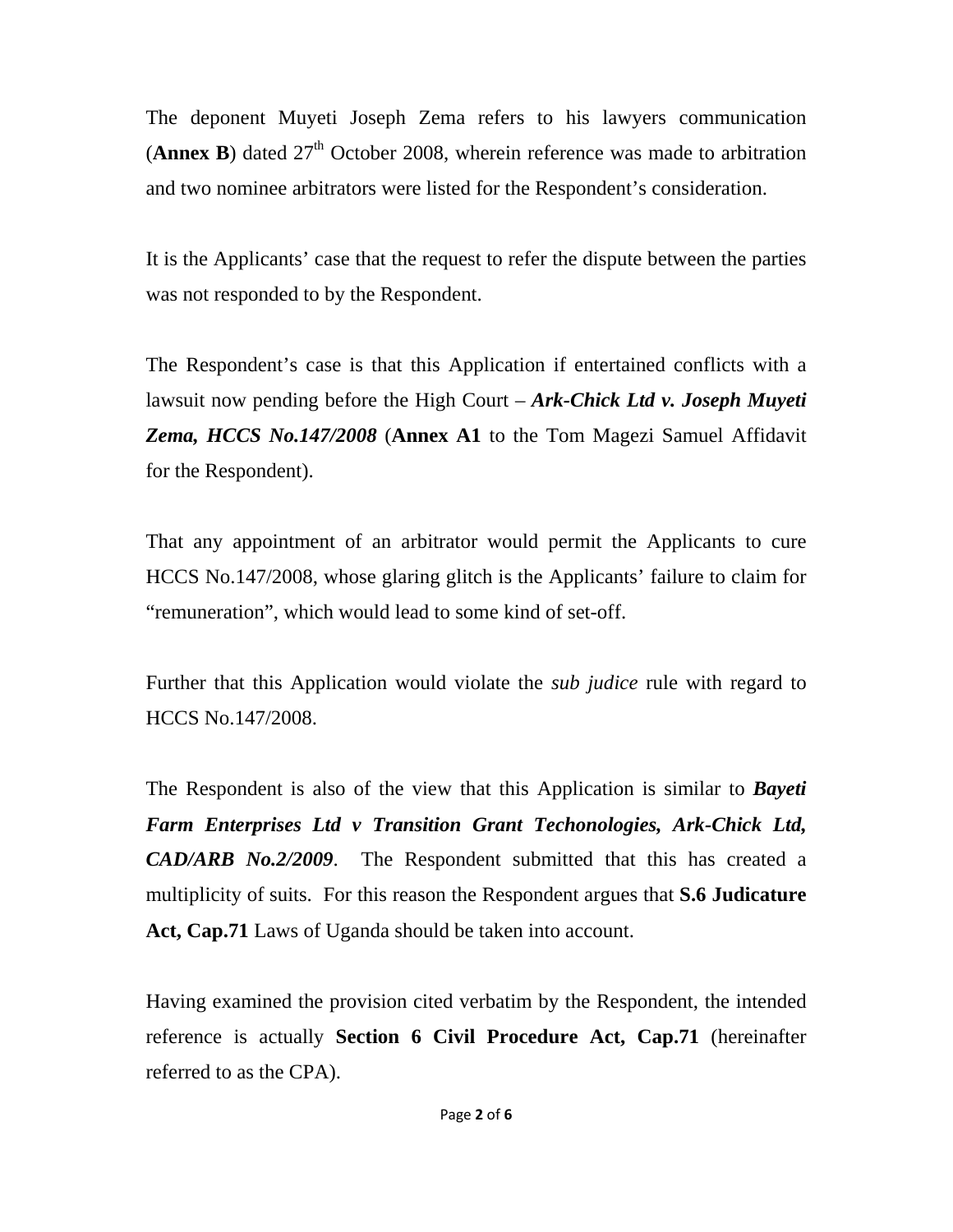The deponent Muyeti Joseph Zema refers to his lawyers communication (**Annex B**) dated 27th October 2008, wherein reference was made to arbitration and two nominee arbitrators were listed for the Respondent's consideration.

It is the Applicants' case that the request to refer the dispute between the parties was not responded to by the Respondent.

The Respondent's case is that this Application if entertained conflicts with a lawsuit now pending before the High Court – ***Ark-Chick Ltd v. Joseph Muyeti Zema, HCCS No.147/2008*** (**Annex A1** to the Tom Magezi Samuel Affidavit for the Respondent).

That any appointment of an arbitrator would permit the Applicants to cure HCCS No.147/2008, whose glaring glitch is the Applicants' failure to claim for "remuneration", which would lead to some kind of set-off.

Further that this Application would violate the *sub judice* rule with regard to HCCS No.147/2008.

The Respondent is also of the view that this Application is similar to ***Bayeti Farm Enterprises Ltd v Transition Grant Techonologies, Ark-Chick Ltd, CAD/ARB No.2/2009***. The Respondent submitted that this has created a multiplicity of suits. For this reason the Respondent argues that **S.6 Judicature Act, Cap.71** Laws of Uganda should be taken into account.

Having examined the provision cited verbatim by the Respondent, the intended reference is actually **Section 6 Civil Procedure Act, Cap.71** (hereinafter referred to as the CPA).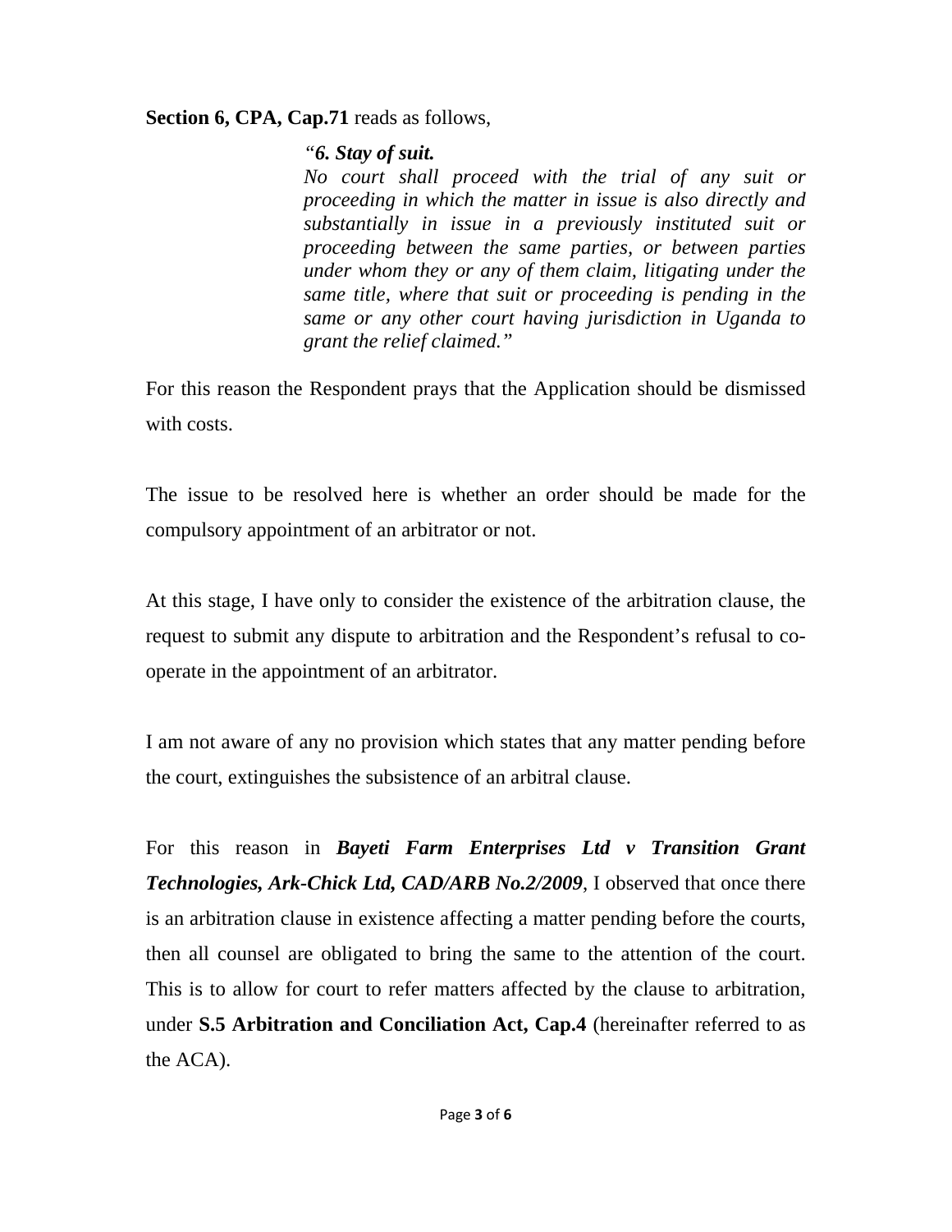**Section 6, CPA, Cap.71** reads as follows,

> *"**6. Stay of suit.***
> *No court shall proceed with the trial of any suit or proceeding in which the matter in issue is also directly and substantially in issue in a previously instituted suit or proceeding between the same parties, or between parties under whom they or any of them claim, litigating under the same title, where that suit or proceeding is pending in the same or any other court having jurisdiction in Uganda to grant the relief claimed."*

For this reason the Respondent prays that the Application should be dismissed with costs.

The issue to be resolved here is whether an order should be made for the compulsory appointment of an arbitrator or not.

At this stage, I have only to consider the existence of the arbitration clause, the request to submit any dispute to arbitration and the Respondent's refusal to co-operate in the appointment of an arbitrator.

I am not aware of any no provision which states that any matter pending before the court, extinguishes the subsistence of an arbitral clause.

For this reason in ***Bayeti Farm Enterprises Ltd v Transition Grant Technologies, Ark-Chick Ltd, CAD/ARB No.2/2009***, I observed that once there is an arbitration clause in existence affecting a matter pending before the courts, then all counsel are obligated to bring the same to the attention of the court. This is to allow for court to refer matters affected by the clause to arbitration, under **S.5 Arbitration and Conciliation Act, Cap.4** (hereinafter referred to as the ACA).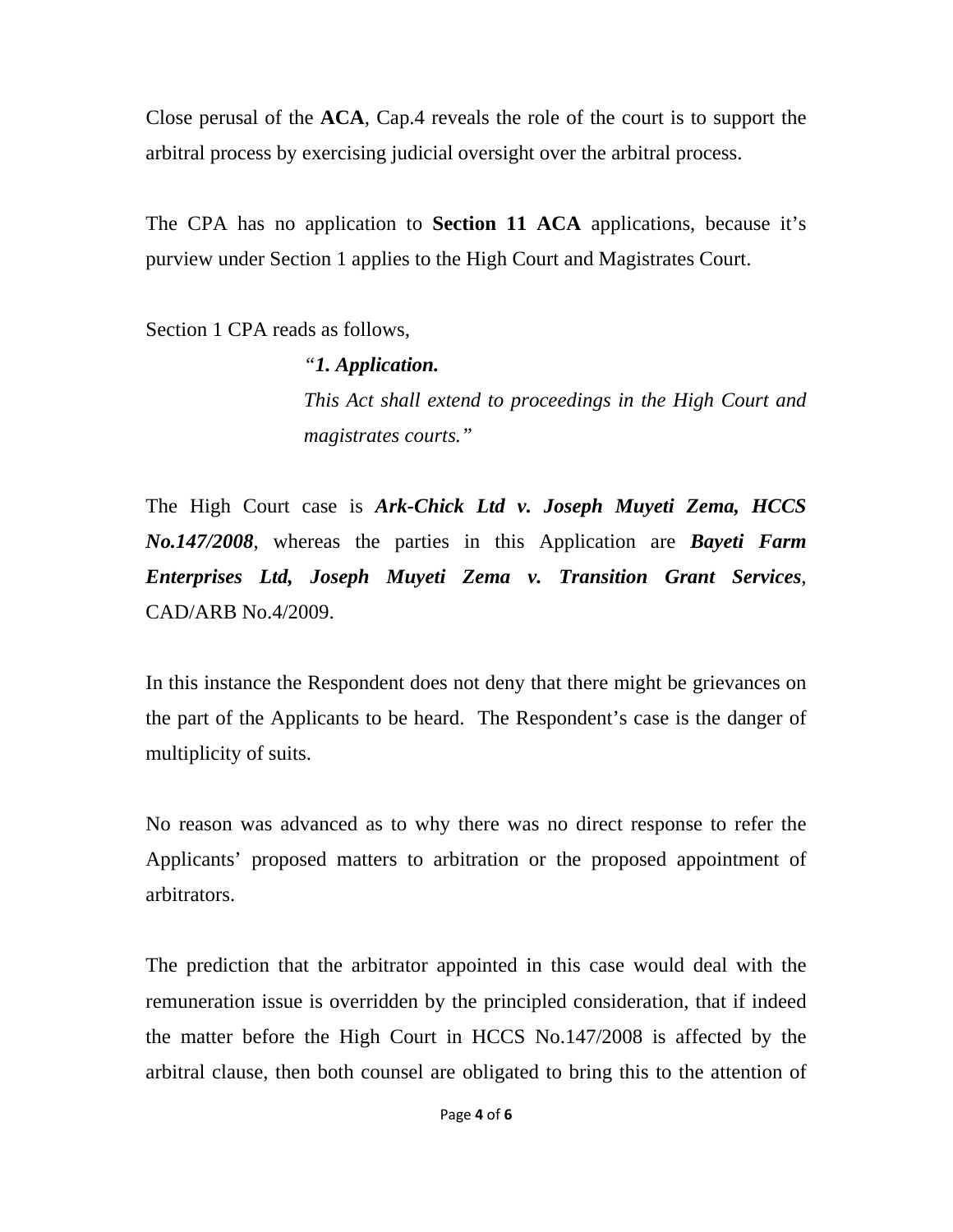Close perusal of the **ACA**, Cap.4 reveals the role of the court is to support the arbitral process by exercising judicial oversight over the arbitral process.

The CPA has no application to **Section 11 ACA** applications, because it's purview under Section 1 applies to the High Court and Magistrates Court.

Section 1 CPA reads as follows,

> *"**1. Application.***
> *This Act shall extend to proceedings in the High Court and magistrates courts."*

The High Court case is ***Ark-Chick Ltd v. Joseph Muyeti Zema, HCCS No.147/2008***, whereas the parties in this Application are ***Bayeti Farm Enterprises Ltd, Joseph Muyeti Zema v. Transition Grant Services***, CAD/ARB No.4/2009.

In this instance the Respondent does not deny that there might be grievances on the part of the Applicants to be heard. The Respondent's case is the danger of multiplicity of suits.

No reason was advanced as to why there was no direct response to refer the Applicants' proposed matters to arbitration or the proposed appointment of arbitrators.

The prediction that the arbitrator appointed in this case would deal with the remuneration issue is overridden by the principled consideration, that if indeed the matter before the High Court in HCCS No.147/2008 is affected by the arbitral clause, then both counsel are obligated to bring this to the attention of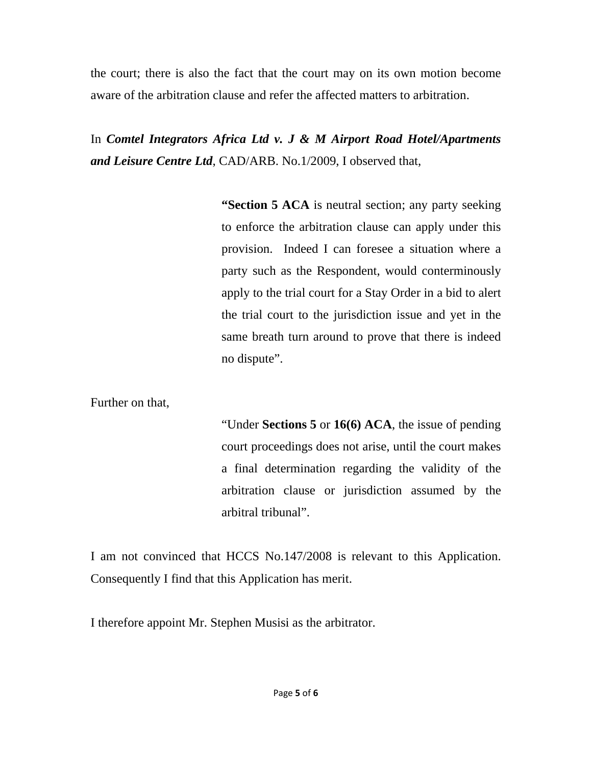the court; there is also the fact that the court may on its own motion become aware of the arbitration clause and refer the affected matters to arbitration.

In ***Comtel Integrators Africa Ltd v. J & M Airport Road Hotel/Apartments and Leisure Centre Ltd***, CAD/ARB. No.1/2009, I observed that,

> **"Section 5 ACA** is neutral section; any party seeking to enforce the arbitration clause can apply under this provision. Indeed I can foresee a situation where a party such as the Respondent, would conterminously apply to the trial court for a Stay Order in a bid to alert the trial court to the jurisdiction issue and yet in the same breath turn around to prove that there is indeed no dispute".

Further on that,

> "Under **Sections 5** or **16(6) ACA**, the issue of pending court proceedings does not arise, until the court makes a final determination regarding the validity of the arbitration clause or jurisdiction assumed by the arbitral tribunal".

I am not convinced that HCCS No.147/2008 is relevant to this Application. Consequently I find that this Application has merit.

I therefore appoint Mr. Stephen Musisi as the arbitrator.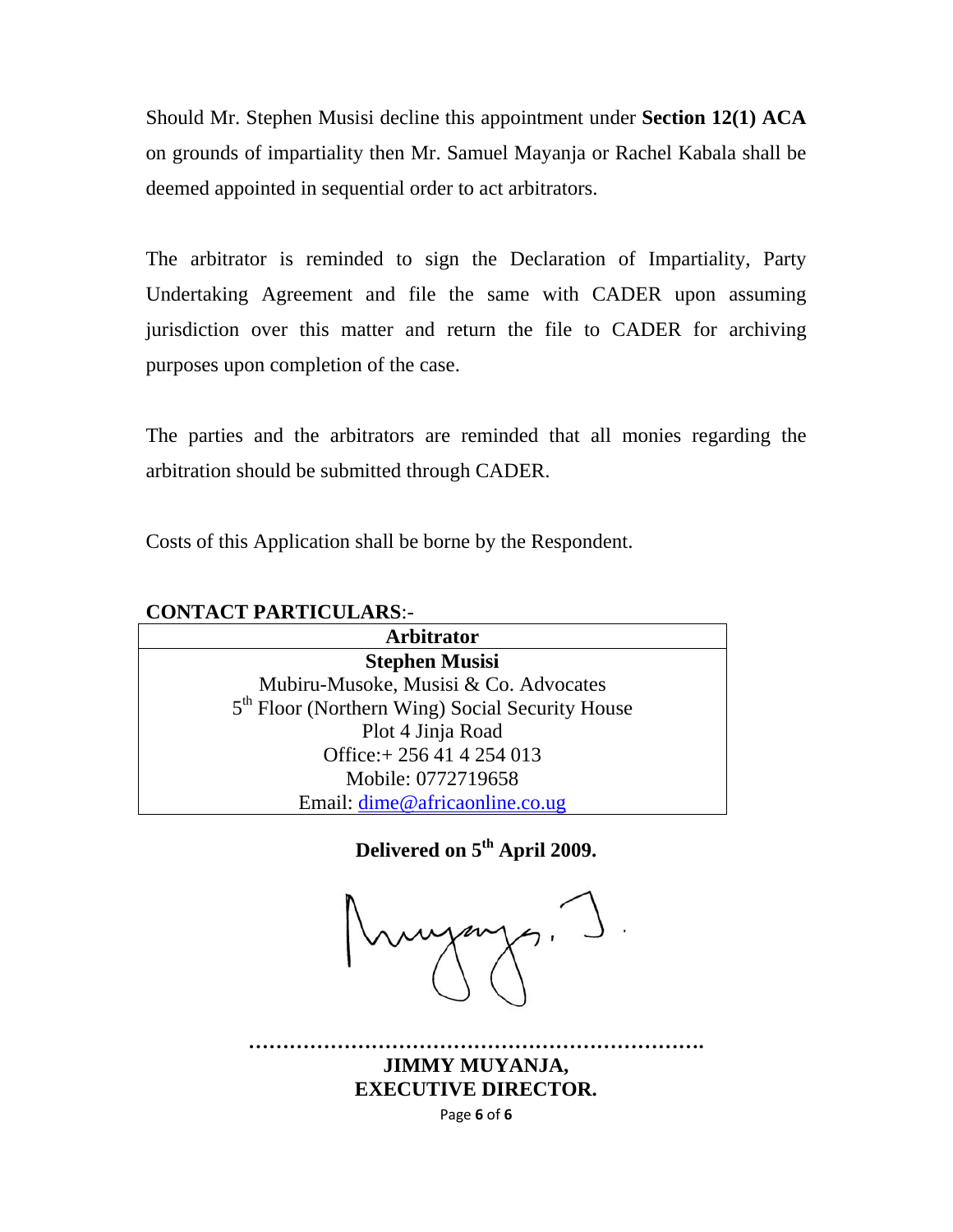Should Mr. Stephen Musisi decline this appointment under **Section 12(1) ACA** on grounds of impartiality then Mr. Samuel Mayanja or Rachel Kabala shall be deemed appointed in sequential order to act arbitrators.

The arbitrator is reminded to sign the Declaration of Impartiality, Party Undertaking Agreement and file the same with CADER upon assuming jurisdiction over this matter and return the file to CADER for archiving purposes upon completion of the case.

The parties and the arbitrators are reminded that all monies regarding the arbitration should be submitted through CADER.

Costs of this Application shall be borne by the Respondent.

**CONTACT PARTICULARS**:-

| **Arbitrator** |
| --- |
| **Stephen Musisi**<br>Mubiru-Musoke, Musisi & Co. Advocates<br>5th Floor (Northern Wing) Social Security House<br>Plot 4 Jinja Road<br>Office:+ 256 41 4 254 013<br>Mobile: 0772719658<br>Email: dime@africaonline.co.ug |

**Delivered on 5th April 2009.**

…………………………………………………………

**JIMMY MUYANJA,**
**EXECUTIVE DIRECTOR.**